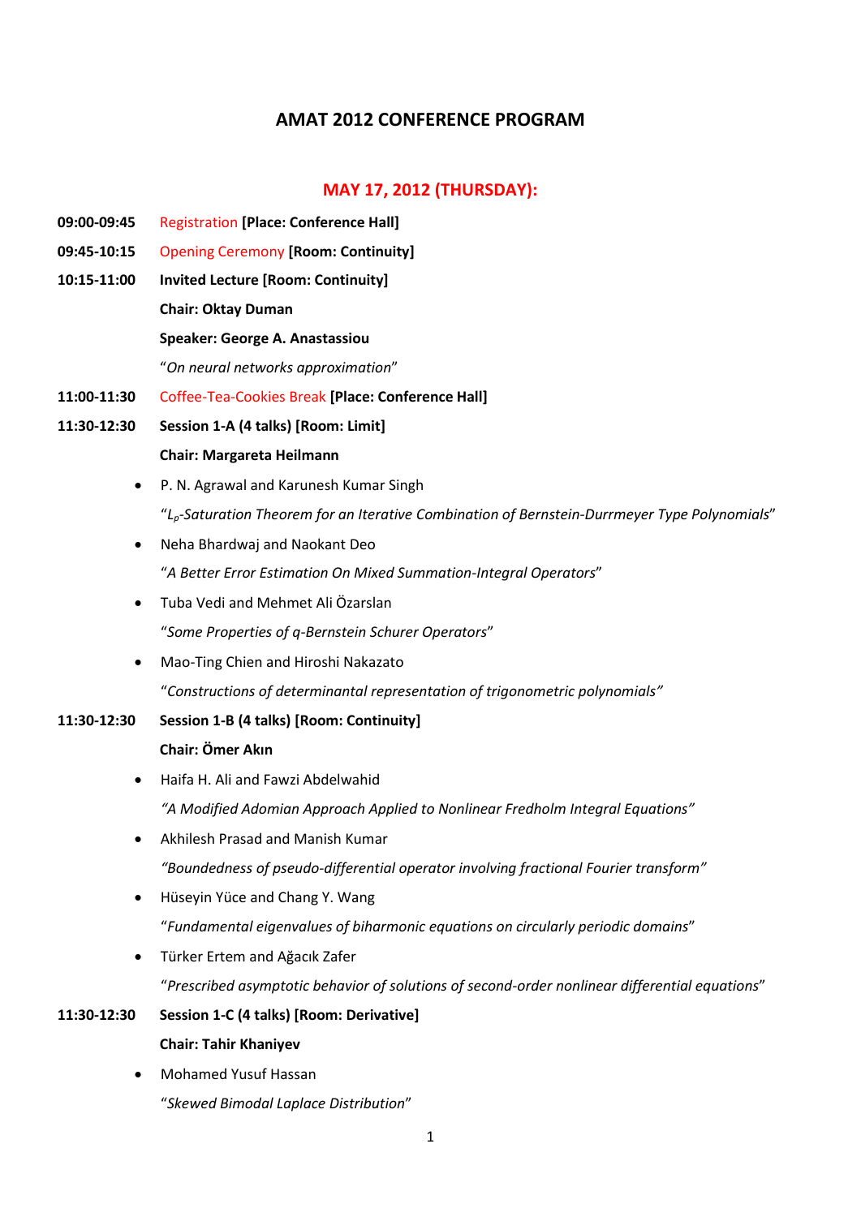# AMAT 2012 CONFERENCE PROGRAM

## MAY 17, 2012 (THURSDAY):

**09:00-09:45** Registration **[Place: Conference Hall]**

**09:45-10:15** Opening Ceremony **[Room: Continuity]**

**10:15-11:00** **Invited Lecture [Room: Continuity]**

**Chair: Oktay Duman**

**Speaker: George A. Anastassiou**

"*On neural networks approximation*"

**11:00-11:30** Coffee-Tea-Cookies Break **[Place: Conference Hall]**

**11:30-12:30** **Session 1-A (4 talks) [Room: Limit]**

**Chair: Margareta Heilmann**

- P. N. Agrawal and Karunesh Kumar Singh

  "*$L_p$-Saturation Theorem for an Iterative Combination of Bernstein-Durrmeyer Type Polynomials*"

- Neha Bhardwaj and Naokant Deo

  "*A Better Error Estimation On Mixed Summation-Integral Operators*"

- Tuba Vedi and Mehmet Ali Özarslan

  "*Some Properties of q-Bernstein Schurer Operators*"

- Mao-Ting Chien and Hiroshi Nakazato

  "*Constructions of determinantal representation of trigonometric polynomials"*

**11:30-12:30** **Session 1-B (4 talks) [Room: Continuity]**

**Chair: Ömer Akın**

- Haifa H. Ali and Fawzi Abdelwahid

  *"A Modified Adomian Approach Applied to Nonlinear Fredholm Integral Equations"*

- Akhilesh Prasad and Manish Kumar

  *"Boundedness of pseudo-differential operator involving fractional Fourier transform"*

- Hüseyin Yüce and Chang Y. Wang

  "*Fundamental eigenvalues of biharmonic equations on circularly periodic domains*"

- Türker Ertem and Ağacık Zafer

  "*Prescribed asymptotic behavior of solutions of second-order nonlinear differential equations*"

**11:30-12:30** **Session 1-C (4 talks) [Room: Derivative]**

**Chair: Tahir Khaniyev**

- Mohamed Yusuf Hassan

  "*Skewed Bimodal Laplace Distribution*"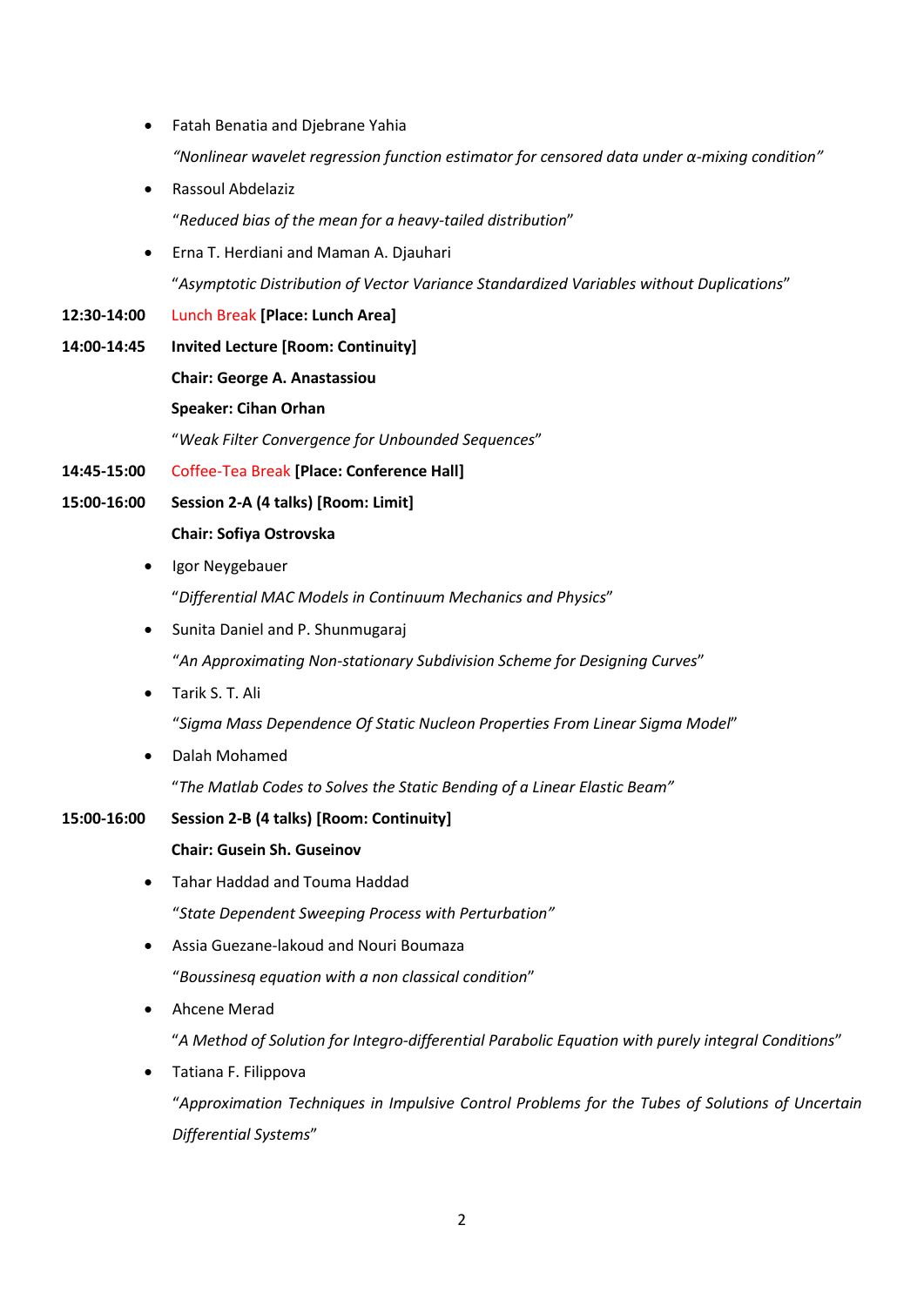- Fatah Benatia and Djebrane Yahia

  *"Nonlinear wavelet regression function estimator for censored data under α-mixing condition"*

- Rassoul Abdelaziz

  "*Reduced bias of the mean for a heavy-tailed distribution*"

- Erna T. Herdiani and Maman A. Djauhari

  "*Asymptotic Distribution of Vector Variance Standardized Variables without Duplications*"

**12:30-14:00** Lunch Break **[Place: Lunch Area]**

**14:00-14:45** **Invited Lecture [Room: Continuity]**

**Chair: George A. Anastassiou**

**Speaker: Cihan Orhan**

"*Weak Filter Convergence for Unbounded Sequences*"

**14:45-15:00** Coffee-Tea Break **[Place: Conference Hall]**

**15:00-16:00** **Session 2-A (4 talks) [Room: Limit]**

**Chair: Sofiya Ostrovska**

- Igor Neygebauer

  "*Differential MAC Models in Continuum Mechanics and Physics*"

- Sunita Daniel and P. Shunmugaraj

  "*An Approximating Non-stationary Subdivision Scheme for Designing Curves*"

- Tarik S. T. Ali

  "*Sigma Mass Dependence Of Static Nucleon Properties From Linear Sigma Model*"

- Dalah Mohamed

  "*The Matlab Codes to Solves the Static Bending of a Linear Elastic Beam"*

**15:00-16:00** **Session 2-B (4 talks) [Room: Continuity]**

**Chair: Gusein Sh. Guseinov**

- Tahar Haddad and Touma Haddad

  "*State Dependent Sweeping Process with Perturbation"*

- Assia Guezane-lakoud and Nouri Boumaza

  "*Boussinesq equation with a non classical condition*"

- Ahcene Merad

  "*A Method of Solution for Integro-differential Parabolic Equation with purely integral Conditions*"

- Tatiana F. Filippova

  "*Approximation Techniques in Impulsive Control Problems for the Tubes of Solutions of Uncertain Differential Systems*"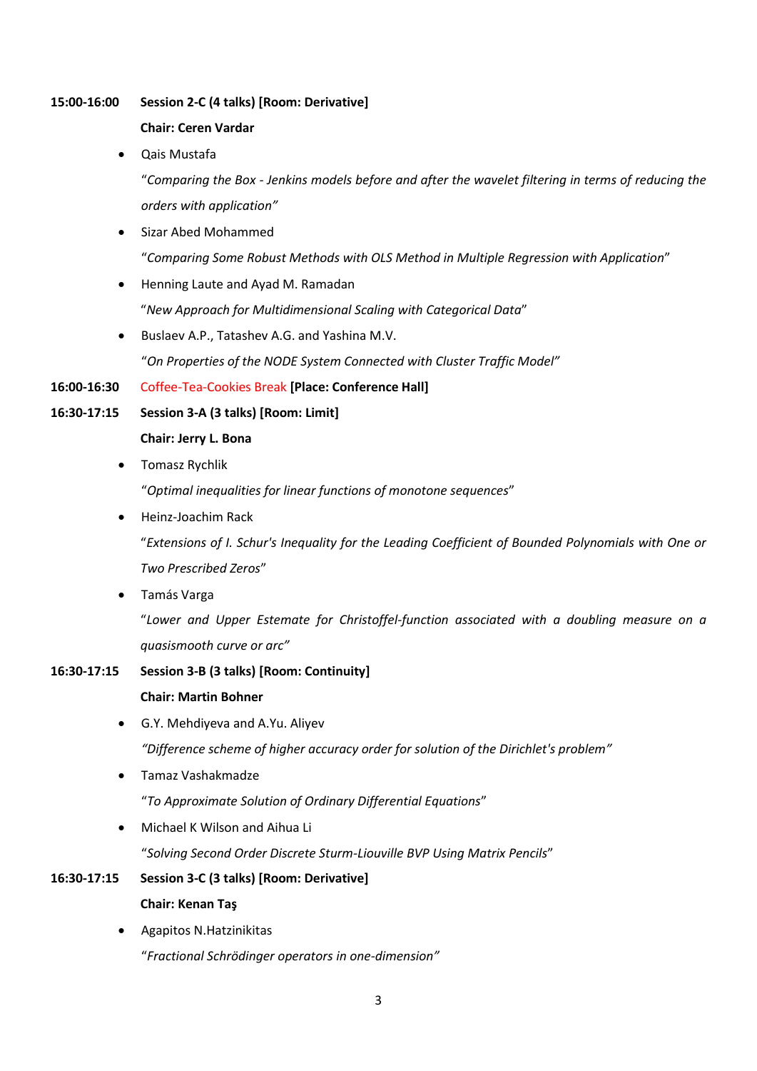**15:00-16:00** **Session 2-C (4 talks) [Room: Derivative]**

**Chair: Ceren Vardar**

- Qais Mustafa

  "*Comparing the Box - Jenkins models before and after the wavelet filtering in terms of reducing the orders with application"*

- Sizar Abed Mohammed

  "*Comparing Some Robust Methods with OLS Method in Multiple Regression with Application*"

- Henning Laute and Ayad M. Ramadan

  "*New Approach for Multidimensional Scaling with Categorical Data*"

- Buslaev A.P., Tatashev A.G. and Yashina M.V.

  "*On Properties of the NODE System Connected with Cluster Traffic Model"*

**16:00-16:30** Coffee-Tea-Cookies Break **[Place: Conference Hall]**

**16:30-17:15** **Session 3-A (3 talks) [Room: Limit]**

**Chair: Jerry L. Bona**

- Tomasz Rychlik

  "*Optimal inequalities for linear functions of monotone sequences*"

- Heinz-Joachim Rack

  "*Extensions of I. Schur's Inequality for the Leading Coefficient of Bounded Polynomials with One or Two Prescribed Zeros*"

- Tamás Varga

  "*Lower and Upper Estemate for Christoffel-function associated with a doubling measure on a quasismooth curve or arc"*

**16:30-17:15** **Session 3-B (3 talks) [Room: Continuity]**

**Chair: Martin Bohner**

- G.Y. Mehdiyeva and A.Yu. Aliyev

  *"Difference scheme of higher accuracy order for solution of the Dirichlet's problem"*

- Tamaz Vashakmadze

  "*To Approximate Solution of Ordinary Differential Equations*"

- Michael K Wilson and Aihua Li

  "*Solving Second Order Discrete Sturm-Liouville BVP Using Matrix Pencils*"

**16:30-17:15** **Session 3-C (3 talks) [Room: Derivative]**

**Chair: Kenan Taş**

- Agapitos N.Hatzinikitas

  "*Fractional Schrödinger operators in one-dimension"*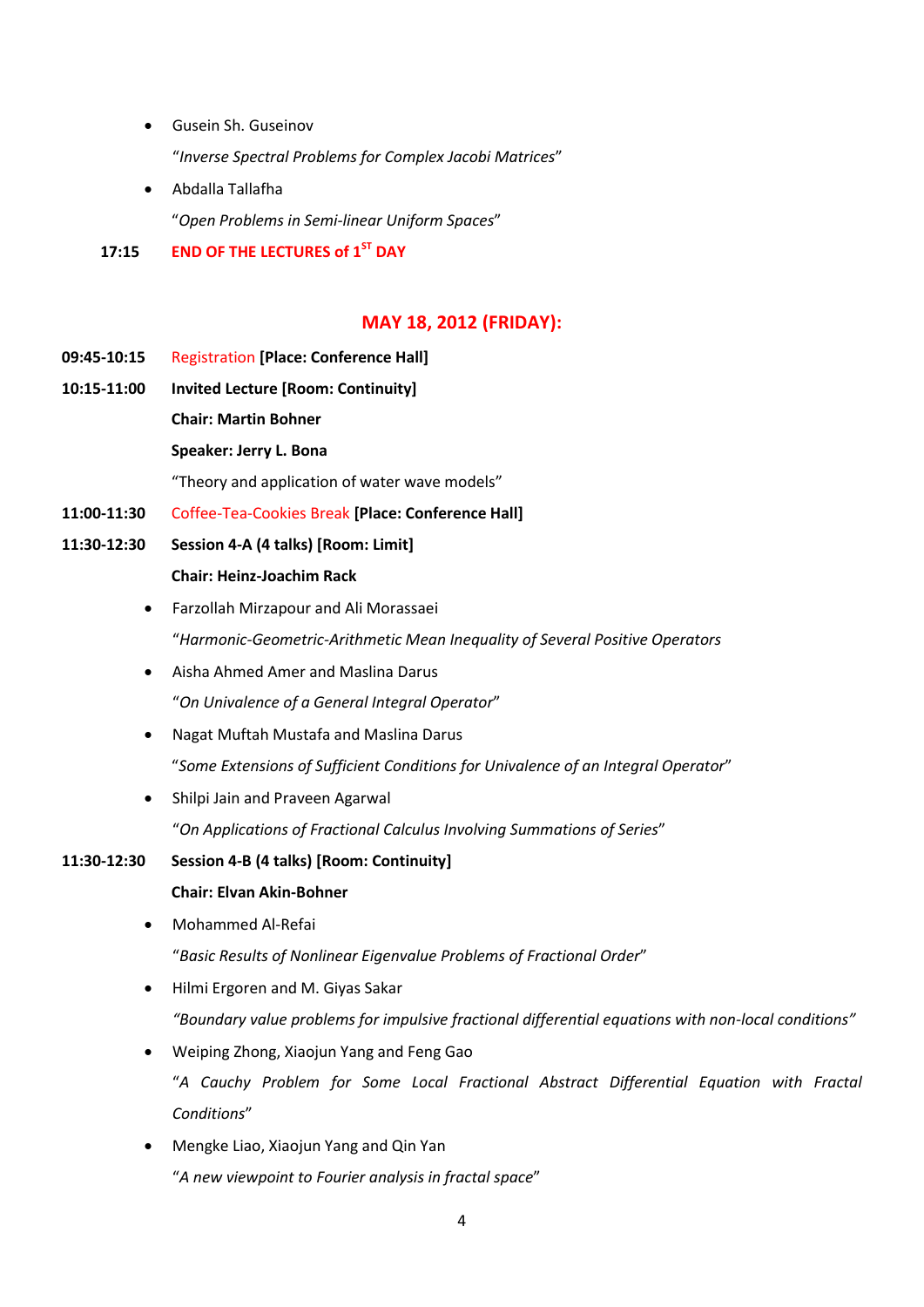- Gusein Sh. Guseinov

  "*Inverse Spectral Problems for Complex Jacobi Matrices*"
- Abdalla Tallafha

  "*Open Problems in Semi-linear Uniform Spaces*"

**17:15** **END OF THE LECTURES of 1ST DAY**

## MAY 18, 2012 (FRIDAY):

**09:45-10:15** Registration **[Place: Conference Hall]**

**10:15-11:00** **Invited Lecture [Room: Continuity]**

**Chair: Martin Bohner**

**Speaker: Jerry L. Bona**

"Theory and application of water wave models"

**11:00-11:30** Coffee-Tea-Cookies Break **[Place: Conference Hall]**

**11:30-12:30** **Session 4-A (4 talks) [Room: Limit]**

**Chair: Heinz-Joachim Rack**

- Farzollah Mirzapour and Ali Morassaei

  "*Harmonic-Geometric-Arithmetic Mean Inequality of Several Positive Operators*
- Aisha Ahmed Amer and Maslina Darus

  "*On Univalence of a General Integral Operator*"
- Nagat Muftah Mustafa and Maslina Darus

  "*Some Extensions of Sufficient Conditions for Univalence of an Integral Operator*"
- Shilpi Jain and Praveen Agarwal

  "*On Applications of Fractional Calculus Involving Summations of Series*"

**11:30-12:30** **Session 4-B (4 talks) [Room: Continuity]**

**Chair: Elvan Akin-Bohner**

- Mohammed Al-Refai

  "*Basic Results of Nonlinear Eigenvalue Problems of Fractional Order*"
- Hilmi Ergoren and M. Giyas Sakar

  *"Boundary value problems for impulsive fractional differential equations with non-local conditions"*
- Weiping Zhong, Xiaojun Yang and Feng Gao

  "*A Cauchy Problem for Some Local Fractional Abstract Differential Equation with Fractal Conditions*"
- Mengke Liao, Xiaojun Yang and Qin Yan

  "*A new viewpoint to Fourier analysis in fractal space*"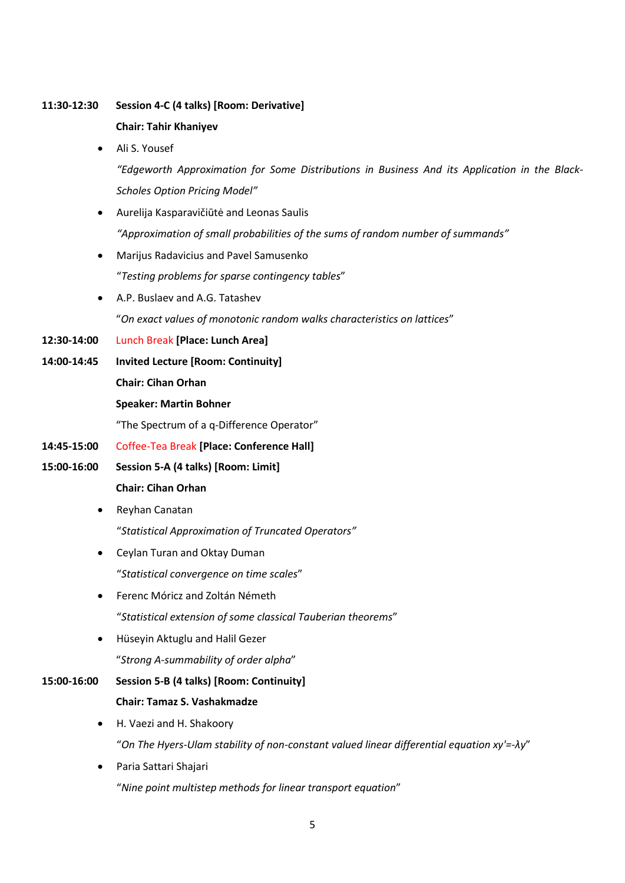**11:30-12:30 Session 4-C (4 talks) [Room: Derivative]**

**Chair: Tahir Khaniyev**

- Ali S. Yousef

  *"Edgeworth Approximation for Some Distributions in Business And its Application in the Black-Scholes Option Pricing Model"*

- Aurelija Kasparavičiūtė and Leonas Saulis

  *"Approximation of small probabilities of the sums of random number of summands"*

- Marijus Radavicius and Pavel Samusenko

  "*Testing problems for sparse contingency tables*"

- A.P. Buslaev and A.G. Tatashev

  "*On exact values of monotonic random walks characteristics on lattices*"

**12:30-14:00** Lunch Break **[Place: Lunch Area]**

**14:00-14:45 Invited Lecture [Room: Continuity]**

**Chair: Cihan Orhan**

**Speaker: Martin Bohner**

"The Spectrum of a q-Difference Operator"

**14:45-15:00** Coffee-Tea Break **[Place: Conference Hall]**

**15:00-16:00 Session 5-A (4 talks) [Room: Limit]**

**Chair: Cihan Orhan**

- Reyhan Canatan

  "*Statistical Approximation of Truncated Operators"*

- Ceylan Turan and Oktay Duman

  "*Statistical convergence on time scales*"

- Ferenc Móricz and Zoltán Németh

  "*Statistical extension of some classical Tauberian theorems*"

- Hüseyin Aktuglu and Halil Gezer

  "*Strong A-summability of order alpha*"

**15:00-16:00 Session 5-B (4 talks) [Room: Continuity]**

**Chair: Tamaz S. Vashakmadze**

- H. Vaezi and H. Shakoory

  "*On The Hyers-Ulam stability of non-constant valued linear differential equation* $xy'=-\lambda y$"

- Paria Sattari Shajari

  "*Nine point multistep methods for linear transport equation*"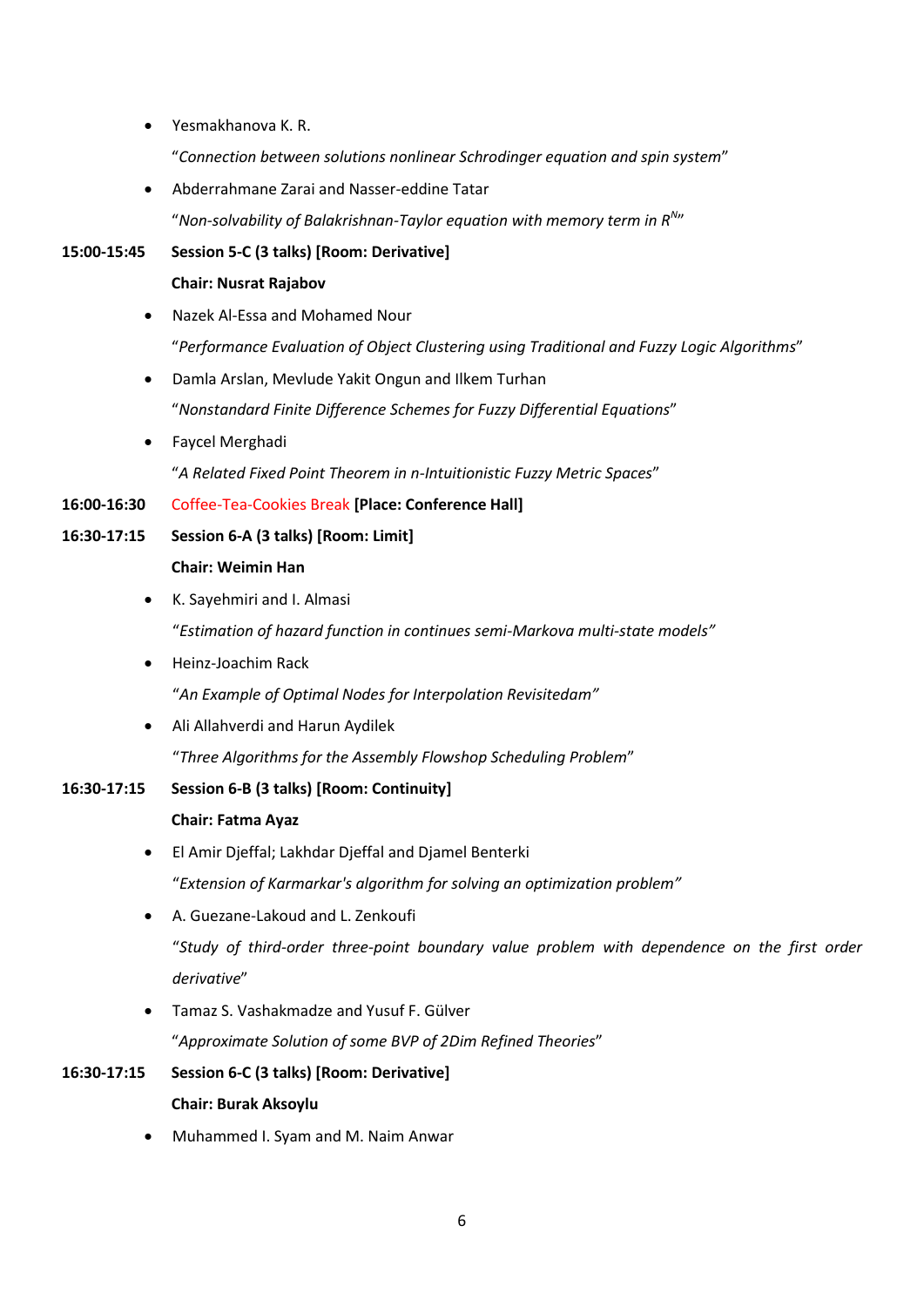- Yesmakhanova K. R.

  "*Connection between solutions nonlinear Schrodinger equation and spin system*"

- Abderrahmane Zarai and Nasser-eddine Tatar

  "*Non-solvability of Balakrishnan-Taylor equation with memory term in* $R^N$"

**15:00-15:45 Session 5-C (3 talks) [Room: Derivative]**

**Chair: Nusrat Rajabov**

- Nazek Al-Essa and Mohamed Nour

  "*Performance Evaluation of Object Clustering using Traditional and Fuzzy Logic Algorithms*"

- Damla Arslan, Mevlude Yakit Ongun and Ilkem Turhan

  "*Nonstandard Finite Difference Schemes for Fuzzy Differential Equations*"

- Faycel Merghadi

  "*A Related Fixed Point Theorem in n-Intuitionistic Fuzzy Metric Spaces*"

**16:00-16:30** Coffee-Tea-Cookies Break **[Place: Conference Hall]**

**16:30-17:15 Session 6-A (3 talks) [Room: Limit]**

**Chair: Weimin Han**

- K. Sayehmiri and I. Almasi

  "*Estimation of hazard function in continues semi-Markova multi-state models"*

- Heinz-Joachim Rack

  "*An Example of Optimal Nodes for Interpolation Revisitedam"*

- Ali Allahverdi and Harun Aydilek

  "*Three Algorithms for the Assembly Flowshop Scheduling Problem*"

**16:30-17:15 Session 6-B (3 talks) [Room: Continuity]**

**Chair: Fatma Ayaz**

- El Amir Djeffal; Lakhdar Djeffal and Djamel Benterki

  "*Extension of Karmarkar's algorithm for solving an optimization problem"*

- A. Guezane-Lakoud and L. Zenkoufi

  "*Study of third-order three-point boundary value problem with dependence on the first order derivative*"

- Tamaz S. Vashakmadze and Yusuf F. Gülver

  "*Approximate Solution of some BVP of 2Dim Refined Theories*"

**16:30-17:15 Session 6-C (3 talks) [Room: Derivative]**

**Chair: Burak Aksoylu**

- Muhammed I. Syam and M. Naim Anwar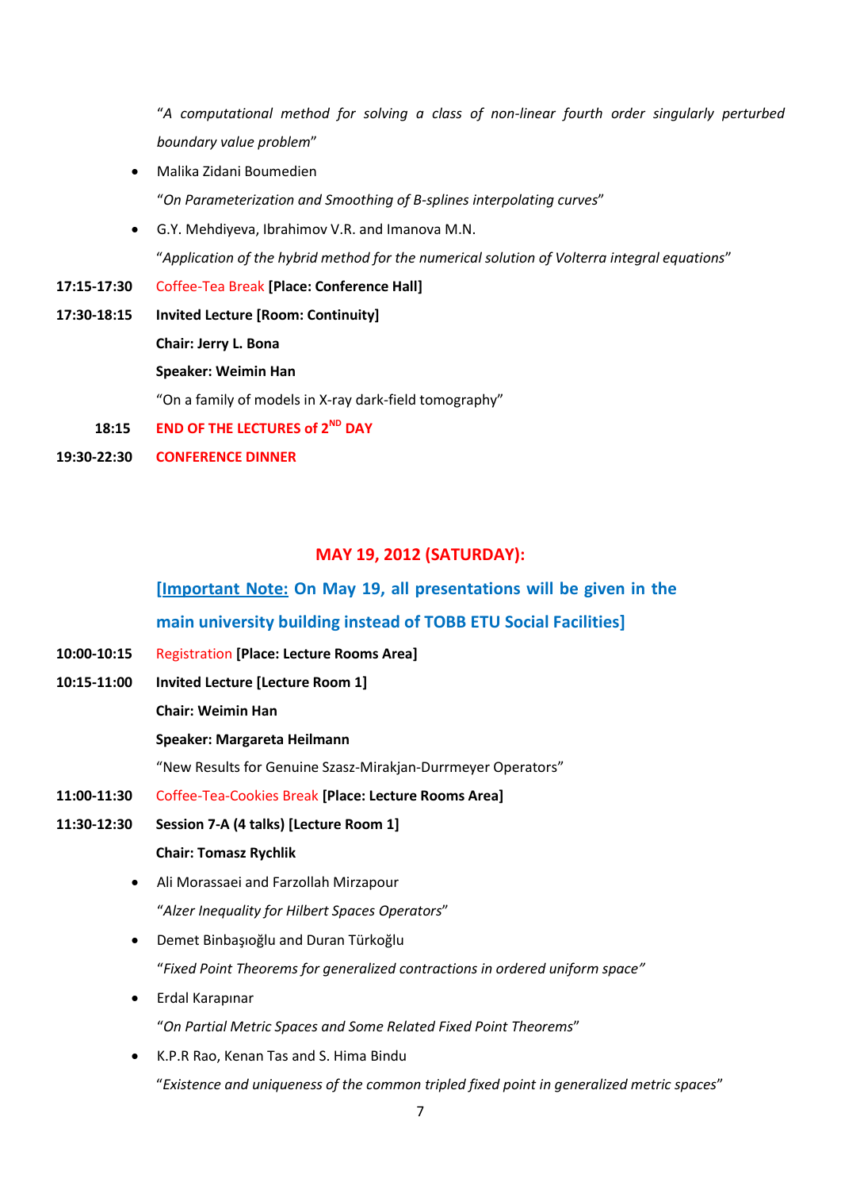*"A computational method for solving a class of non-linear fourth order singularly perturbed boundary value problem"*

- Malika Zidani Boumedien

  *"On Parameterization and Smoothing of B-splines interpolating curves"*

- G.Y. Mehdiyeva, Ibrahimov V.R. and Imanova M.N.

  *"Application of the hybrid method for the numerical solution of Volterra integral equations"*

**17:15-17:30** Coffee-Tea Break **[Place: Conference Hall]**

**17:30-18:15** **Invited Lecture [Room: Continuity]**

**Chair: Jerry L. Bona**

**Speaker: Weimin Han**

"On a family of models in X-ray dark-field tomography"

**18:15** **END OF THE LECTURES of 2[ND] DAY**

**19:30-22:30** **CONFERENCE DINNER**

## MAY 19, 2012 (SATURDAY):

**[Important Note: On May 19, all presentations will be given in the main university building instead of TOBB ETU Social Facilities]**

**10:00-10:15** Registration **[Place: Lecture Rooms Area]**

**10:15-11:00** **Invited Lecture [Lecture Room 1]**

**Chair: Weimin Han**

**Speaker: Margareta Heilmann**

"New Results for Genuine Szasz-Mirakjan-Durrmeyer Operators"

**11:00-11:30** Coffee-Tea-Cookies Break **[Place: Lecture Rooms Area]**

**11:30-12:30** **Session 7-A (4 talks) [Lecture Room 1]**

**Chair: Tomasz Rychlik**

- Ali Morassaei and Farzollah Mirzapour

  *"Alzer Inequality for Hilbert Spaces Operators"*

- Demet Binbaşıoğlu and Duran Türkoğlu

  *"Fixed Point Theorems for generalized contractions in ordered uniform space"*

- Erdal Karapınar

  *"On Partial Metric Spaces and Some Related Fixed Point Theorems"*

- K.P.R Rao, Kenan Tas and S. Hima Bindu

  *"Existence and uniqueness of the common tripled fixed point in generalized metric spaces"*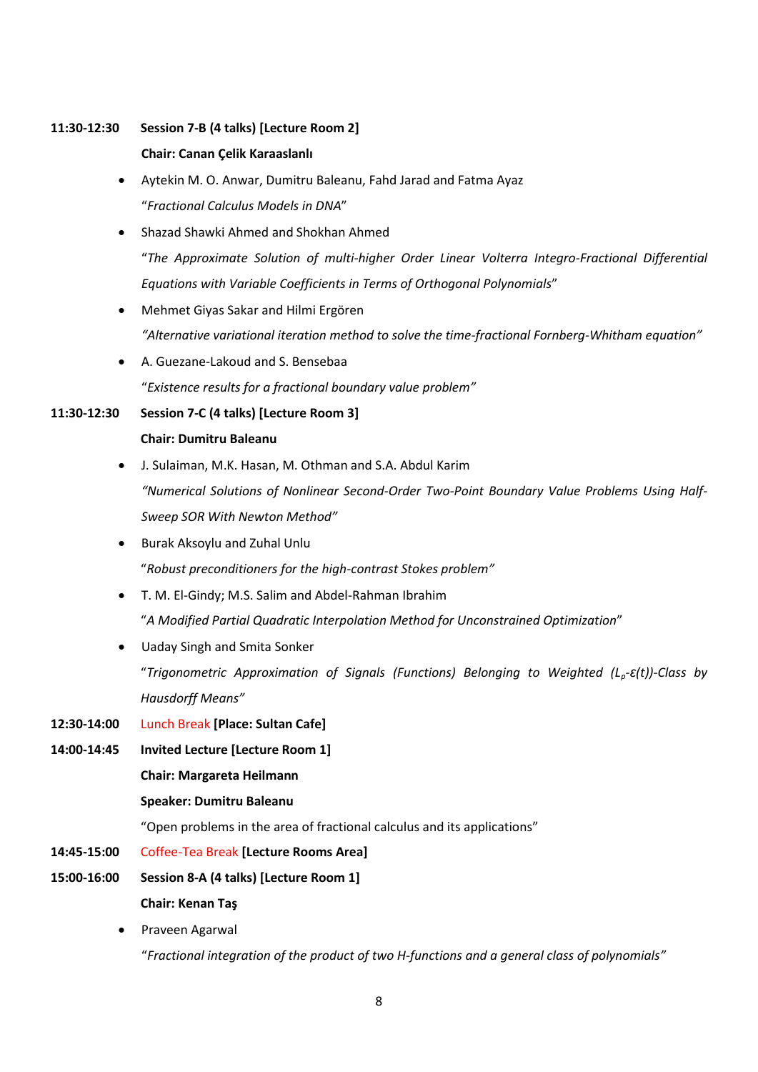**11:30-12:30 Session 7-B (4 talks) [Lecture Room 2]**

**Chair: Canan Çelik Karaaslanlı**

- Aytekin M. O. Anwar, Dumitru Baleanu, Fahd Jarad and Fatma Ayaz
  "*Fractional Calculus Models in DNA*"
- Shazad Shawki Ahmed and Shokhan Ahmed
  "*The Approximate Solution of multi-higher Order Linear Volterra Integro-Fractional Differential Equations with Variable Coefficients in Terms of Orthogonal Polynomials*"
- Mehmet Giyas Sakar and Hilmi Ergören
  *"Alternative variational iteration method to solve the time-fractional Fornberg-Whitham equation"*
- A. Guezane-Lakoud and S. Bensebaa
  "*Existence results for a fractional boundary value problem*"

**11:30-12:30 Session 7-C (4 talks) [Lecture Room 3]**

**Chair: Dumitru Baleanu**

- J. Sulaiman, M.K. Hasan, M. Othman and S.A. Abdul Karim
  *"Numerical Solutions of Nonlinear Second-Order Two-Point Boundary Value Problems Using Half-Sweep SOR With Newton Method"*
- Burak Aksoylu and Zuhal Unlu
  "*Robust preconditioners for the high-contrast Stokes problem"*
- T. M. El-Gindy; M.S. Salim and Abdel-Rahman Ibrahim
  "*A Modified Partial Quadratic Interpolation Method for Unconstrained Optimization*"
- Uaday Singh and Smita Sonker
  "*Trigonometric Approximation of Signals (Functions) Belonging to Weighted ($L_p$-$\varepsilon(t)$)-Class by Hausdorff Means"*

**12:30-14:00** Lunch Break **[Place: Sultan Cafe]**

**14:00-14:45 Invited Lecture [Lecture Room 1]**

**Chair: Margareta Heilmann**

**Speaker: Dumitru Baleanu**

"Open problems in the area of fractional calculus and its applications"

**14:45-15:00** Coffee-Tea Break **[Lecture Rooms Area]**

**15:00-16:00 Session 8-A (4 talks) [Lecture Room 1]**

**Chair: Kenan Taş**

- Praveen Agarwal
  "*Fractional integration of the product of two H-functions and a general class of polynomials"*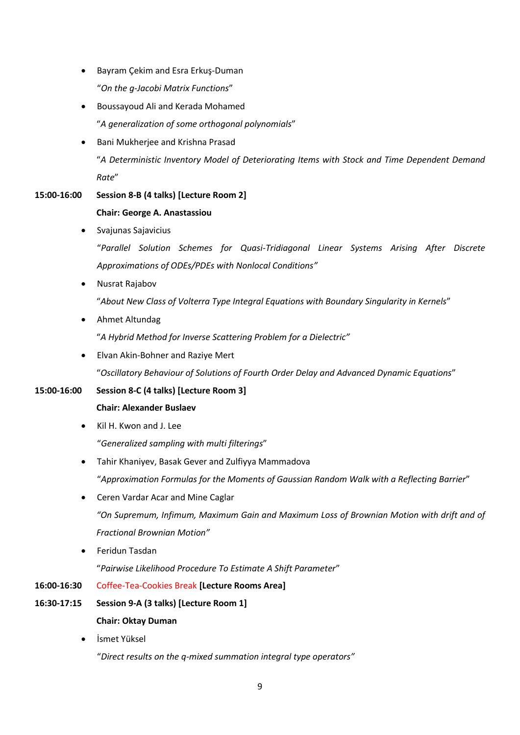- Bayram Çekim and Esra Erkuş-Duman

  "*On the g-Jacobi Matrix Functions*"

- Boussayoud Ali and Kerada Mohamed

  "*A generalization of some orthogonal polynomials*"

- Bani Mukherjee and Krishna Prasad

  "*A Deterministic Inventory Model of Deteriorating Items with Stock and Time Dependent Demand Rate*"

**15:00-16:00** **Session 8-B (4 talks) [Lecture Room 2]**

**Chair: George A. Anastassiou**

- Svajunas Sajavicius

  "*Parallel Solution Schemes for Quasi-Tridiagonal Linear Systems Arising After Discrete Approximations of ODEs/PDEs with Nonlocal Conditions*"

- Nusrat Rajabov

  "*About New Class of Volterra Type Integral Equations with Boundary Singularity in Kernels*"

- Ahmet Altundag

  "*A Hybrid Method for Inverse Scattering Problem for a Dielectric*"

- Elvan Akin-Bohner and Raziye Mert

  "*Oscillatory Behaviour of Solutions of Fourth Order Delay and Advanced Dynamic Equations*"

**15:00-16:00** **Session 8-C (4 talks) [Lecture Room 3]**

**Chair: Alexander Buslaev**

- Kil H. Kwon and J. Lee

  "*Generalized sampling with multi filterings*"

- Tahir Khaniyev, Basak Gever and Zulfiyya Mammadova

  "*Approximation Formulas for the Moments of Gaussian Random Walk with a Reflecting Barrier*"

- Ceren Vardar Acar and Mine Caglar

  *"On Supremum, Infimum, Maximum Gain and Maximum Loss of Brownian Motion with drift and of Fractional Brownian Motion"*

- Feridun Tasdan

  "*Pairwise Likelihood Procedure To Estimate A Shift Parameter*"

**16:00-16:30** Coffee-Tea-Cookies Break **[Lecture Rooms Area]**

**16:30-17:15** **Session 9-A (3 talks) [Lecture Room 1]**

**Chair: Oktay Duman**

- İsmet Yüksel

  "*Direct results on the q-mixed summation integral type operators*"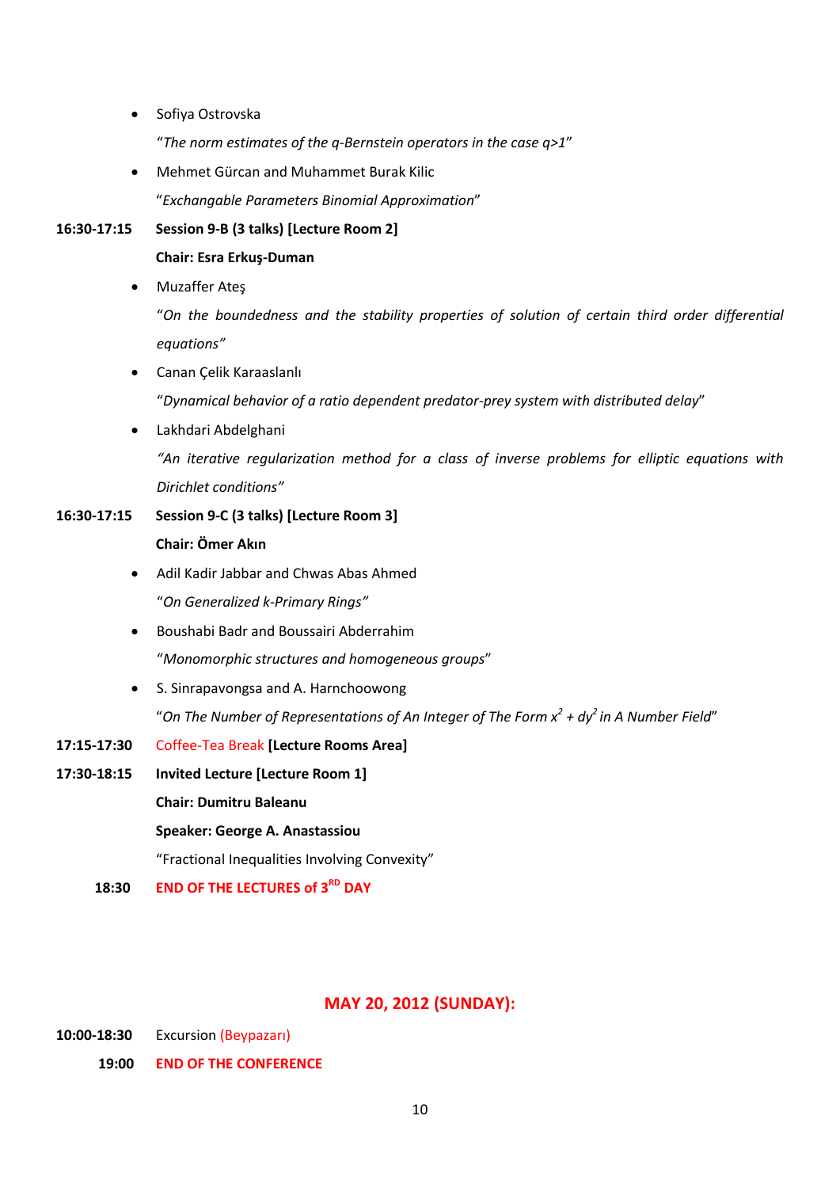- Sofiya Ostrovska

  "*The norm estimates of the q-Bernstein operators in the case q>1*"

- Mehmet Gürcan and Muhammet Burak Kilic

  "*Exchangable Parameters Binomial Approximation*"

**16:30-17:15** **Session 9-B (3 talks) [Lecture Room 2]**

**Chair: Esra Erkuş-Duman**

- Muzaffer Ateş

  "*On the boundedness and the stability properties of solution of certain third order differential equations"*

- Canan Çelik Karaaslanlı

  "*Dynamical behavior of a ratio dependent predator-prey system with distributed delay*"

- Lakhdari Abdelghani

  *"An iterative regularization method for a class of inverse problems for elliptic equations with Dirichlet conditions"*

**16:30-17:15** **Session 9-C (3 talks) [Lecture Room 3]**

**Chair: Ömer Akın**

- Adil Kadir Jabbar and Chwas Abas Ahmed

  *"On Generalized k-Primary Rings"*

- Boushabi Badr and Boussairi Abderrahim

  "*Monomorphic structures and homogeneous groups*"

- S. Sinrapavongsa and A. Harnchoowong

  "*On The Number of Representations of An Integer of The Form $x^2 + dy^2$ in A Number Field*"

**17:15-17:30** Coffee-Tea Break **[Lecture Rooms Area]**

**17:30-18:15** **Invited Lecture [Lecture Room 1]**

**Chair: Dumitru Baleanu**

**Speaker: George A. Anastassiou**

"Fractional Inequalities Involving Convexity"

**18:30** **END OF THE LECTURES of 3[RD] DAY**

## MAY 20, 2012 (SUNDAY):

**10:00-18:30** Excursion (Beypazarı)

**19:00** **END OF THE CONFERENCE**